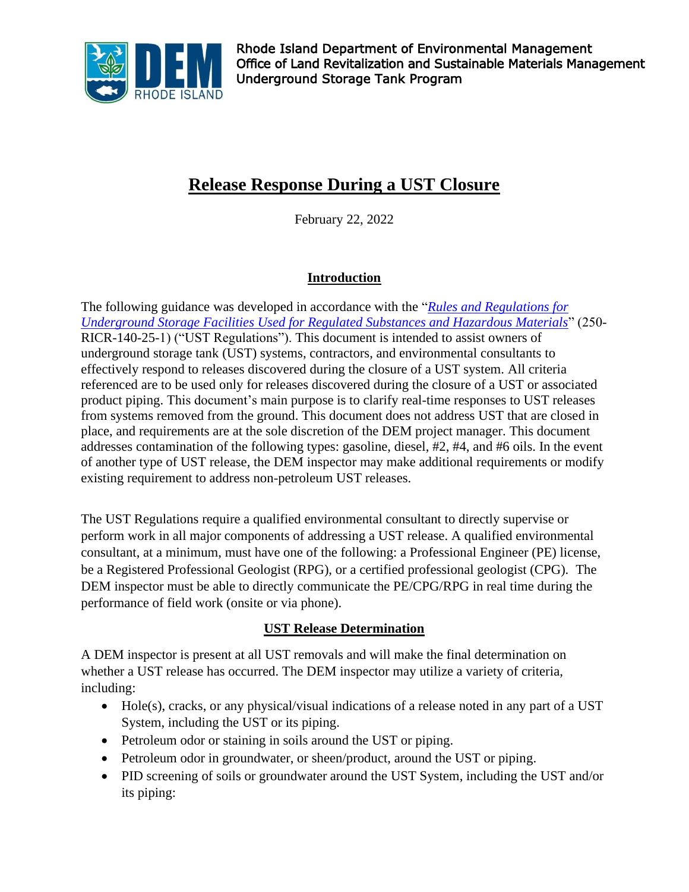Rhode Island Department of Environmental Management
Office of Land Revitalization and Sustainable Materials Management
Underground Storage Tank Program

# Release Response During a UST Closure

February 22, 2022

## Introduction

The following guidance was developed in accordance with the "*[Rules and Regulations for Underground Storage Facilities Used for Regulated Substances and Hazardous Materials](#)*" (250-RICR-140-25-1) ("UST Regulations"). This document is intended to assist owners of underground storage tank (UST) systems, contractors, and environmental consultants to effectively respond to releases discovered during the closure of a UST system. All criteria referenced are to be used only for releases discovered during the closure of a UST or associated product piping. This document's main purpose is to clarify real-time responses to UST releases from systems removed from the ground. This document does not address UST that are closed in place, and requirements are at the sole discretion of the DEM project manager. This document addresses contamination of the following types: gasoline, diesel, #2, #4, and #6 oils. In the event of another type of UST release, the DEM inspector may make additional requirements or modify existing requirement to address non-petroleum UST releases.

The UST Regulations require a qualified environmental consultant to directly supervise or perform work in all major components of addressing a UST release. A qualified environmental consultant, at a minimum, must have one of the following: a Professional Engineer (PE) license, be a Registered Professional Geologist (RPG), or a certified professional geologist (CPG). The DEM inspector must be able to directly communicate the PE/CPG/RPG in real time during the performance of field work (onsite or via phone).

## UST Release Determination

A DEM inspector is present at all UST removals and will make the final determination on whether a UST release has occurred. The DEM inspector may utilize a variety of criteria, including:

- Hole(s), cracks, or any physical/visual indications of a release noted in any part of a UST System, including the UST or its piping.
- Petroleum odor or staining in soils around the UST or piping.
- Petroleum odor in groundwater, or sheen/product, around the UST or piping.
- PID screening of soils or groundwater around the UST System, including the UST and/or its piping: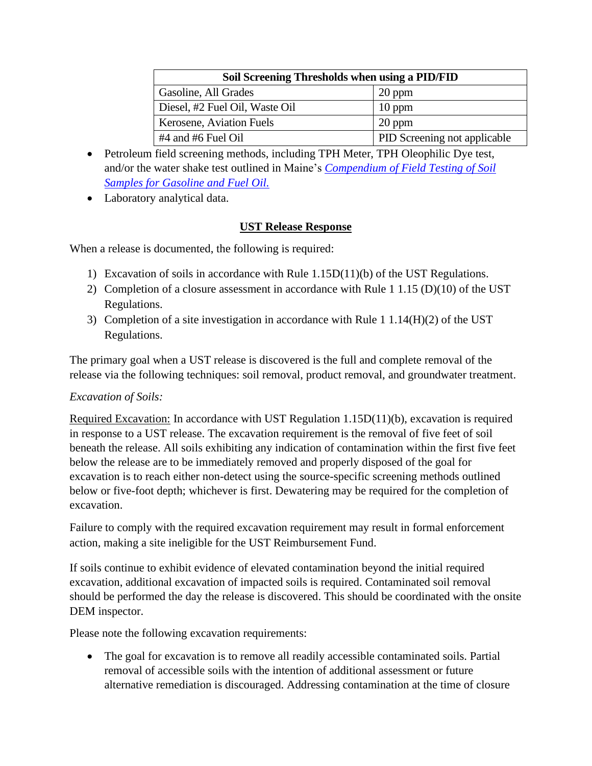| Soil Screening Thresholds when using a PID/FID | |
|---|---|
| Gasoline, All Grades | 20 ppm |
| Diesel, #2 Fuel Oil, Waste Oil | 10 ppm |
| Kerosene, Aviation Fuels | 20 ppm |
| #4 and #6 Fuel Oil | PID Screening not applicable |

- Petroleum field screening methods, including TPH Meter, TPH Oleophilic Dye test, and/or the water shake test outlined in Maine's *Compendium of Field Testing of Soil Samples for Gasoline and Fuel Oil.*
- Laboratory analytical data.

## UST Release Response

When a release is documented, the following is required:

1) Excavation of soils in accordance with Rule 1.15D(11)(b) of the UST Regulations.
2) Completion of a closure assessment in accordance with Rule 1 1.15 (D)(10) of the UST Regulations.
3) Completion of a site investigation in accordance with Rule 1 1.14(H)(2) of the UST Regulations.

The primary goal when a UST release is discovered is the full and complete removal of the release via the following techniques: soil removal, product removal, and groundwater treatment.

*Excavation of Soils:*

Required Excavation: In accordance with UST Regulation 1.15D(11)(b), excavation is required in response to a UST release. The excavation requirement is the removal of five feet of soil beneath the release. All soils exhibiting any indication of contamination within the first five feet below the release are to be immediately removed and properly disposed of the goal for excavation is to reach either non-detect using the source-specific screening methods outlined below or five-foot depth; whichever is first. Dewatering may be required for the completion of excavation.

Failure to comply with the required excavation requirement may result in formal enforcement action, making a site ineligible for the UST Reimbursement Fund.

If soils continue to exhibit evidence of elevated contamination beyond the initial required excavation, additional excavation of impacted soils is required. Contaminated soil removal should be performed the day the release is discovered. This should be coordinated with the onsite DEM inspector.

Please note the following excavation requirements:

- The goal for excavation is to remove all readily accessible contaminated soils. Partial removal of accessible soils with the intention of additional assessment or future alternative remediation is discouraged. Addressing contamination at the time of closure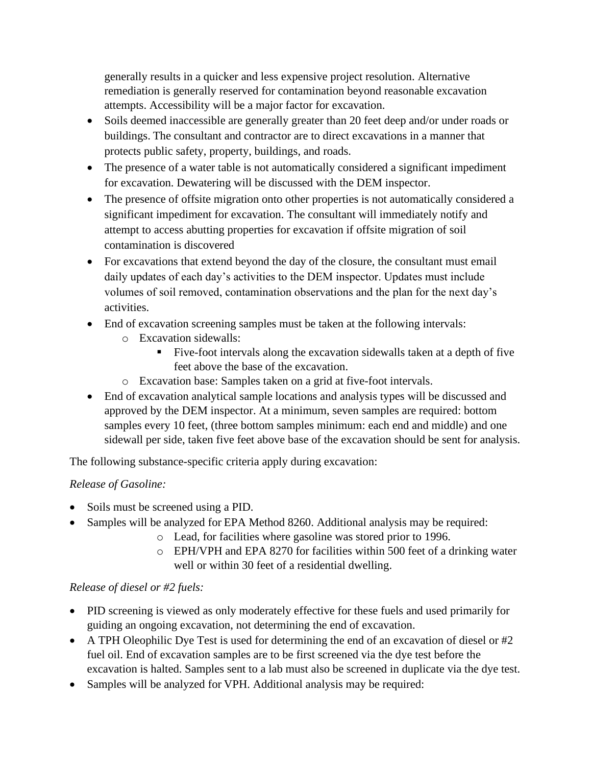generally results in a quicker and less expensive project resolution. Alternative remediation is generally reserved for contamination beyond reasonable excavation attempts. Accessibility will be a major factor for excavation.

- Soils deemed inaccessible are generally greater than 20 feet deep and/or under roads or buildings. The consultant and contractor are to direct excavations in a manner that protects public safety, property, buildings, and roads.
- The presence of a water table is not automatically considered a significant impediment for excavation. Dewatering will be discussed with the DEM inspector.
- The presence of offsite migration onto other properties is not automatically considered a significant impediment for excavation. The consultant will immediately notify and attempt to access abutting properties for excavation if offsite migration of soil contamination is discovered
- For excavations that extend beyond the day of the closure, the consultant must email daily updates of each day's activities to the DEM inspector. Updates must include volumes of soil removed, contamination observations and the plan for the next day's activities.
- End of excavation screening samples must be taken at the following intervals:
  - Excavation sidewalls:
    - Five-foot intervals along the excavation sidewalls taken at a depth of five feet above the base of the excavation.
  - Excavation base: Samples taken on a grid at five-foot intervals.
- End of excavation analytical sample locations and analysis types will be discussed and approved by the DEM inspector. At a minimum, seven samples are required: bottom samples every 10 feet, (three bottom samples minimum: each end and middle) and one sidewall per side, taken five feet above base of the excavation should be sent for analysis.

The following substance-specific criteria apply during excavation:

*Release of Gasoline:*

- Soils must be screened using a PID.
- Samples will be analyzed for EPA Method 8260. Additional analysis may be required:
  - Lead, for facilities where gasoline was stored prior to 1996.
  - EPH/VPH and EPA 8270 for facilities within 500 feet of a drinking water well or within 30 feet of a residential dwelling.

*Release of diesel or #2 fuels:*

- PID screening is viewed as only moderately effective for these fuels and used primarily for guiding an ongoing excavation, not determining the end of excavation.
- A TPH Oleophilic Dye Test is used for determining the end of an excavation of diesel or #2 fuel oil. End of excavation samples are to be first screened via the dye test before the excavation is halted. Samples sent to a lab must also be screened in duplicate via the dye test.
- Samples will be analyzed for VPH. Additional analysis may be required: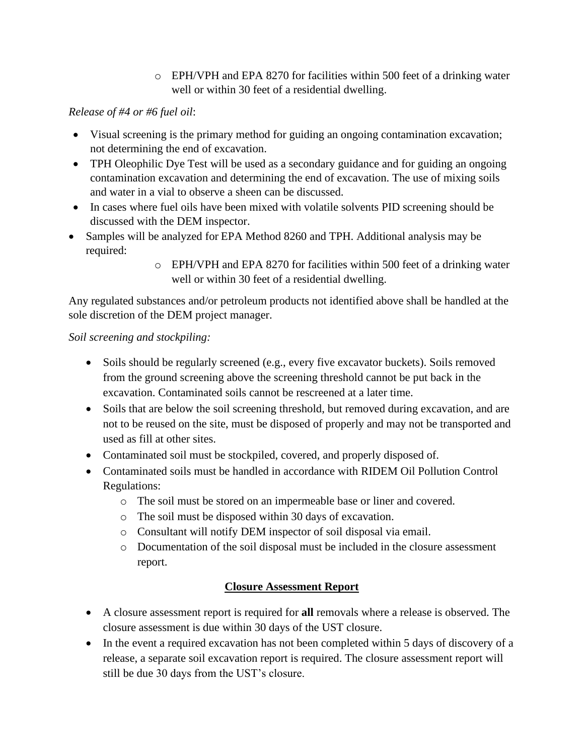- EPH/VPH and EPA 8270 for facilities within 500 feet of a drinking water well or within 30 feet of a residential dwelling.

*Release of #4 or #6 fuel oil*:

- Visual screening is the primary method for guiding an ongoing contamination excavation; not determining the end of excavation.
- TPH Oleophilic Dye Test will be used as a secondary guidance and for guiding an ongoing contamination excavation and determining the end of excavation. The use of mixing soils and water in a vial to observe a sheen can be discussed.
- In cases where fuel oils have been mixed with volatile solvents PID screening should be discussed with the DEM inspector.
- Samples will be analyzed for EPA Method 8260 and TPH. Additional analysis may be required:
  - EPH/VPH and EPA 8270 for facilities within 500 feet of a drinking water well or within 30 feet of a residential dwelling.

Any regulated substances and/or petroleum products not identified above shall be handled at the sole discretion of the DEM project manager.

*Soil screening and stockpiling:*

- Soils should be regularly screened (e.g., every five excavator buckets). Soils removed from the ground screening above the screening threshold cannot be put back in the excavation. Contaminated soils cannot be rescreened at a later time.
- Soils that are below the soil screening threshold, but removed during excavation, and are not to be reused on the site, must be disposed of properly and may not be transported and used as fill at other sites.
- Contaminated soil must be stockpiled, covered, and properly disposed of.
- Contaminated soils must be handled in accordance with RIDEM Oil Pollution Control Regulations:
  - The soil must be stored on an impermeable base or liner and covered.
  - The soil must be disposed within 30 days of excavation.
  - Consultant will notify DEM inspector of soil disposal via email.
  - Documentation of the soil disposal must be included in the closure assessment report.

## Closure Assessment Report

- A closure assessment report is required for **all** removals where a release is observed. The closure assessment is due within 30 days of the UST closure.
- In the event a required excavation has not been completed within 5 days of discovery of a release, a separate soil excavation report is required. The closure assessment report will still be due 30 days from the UST's closure.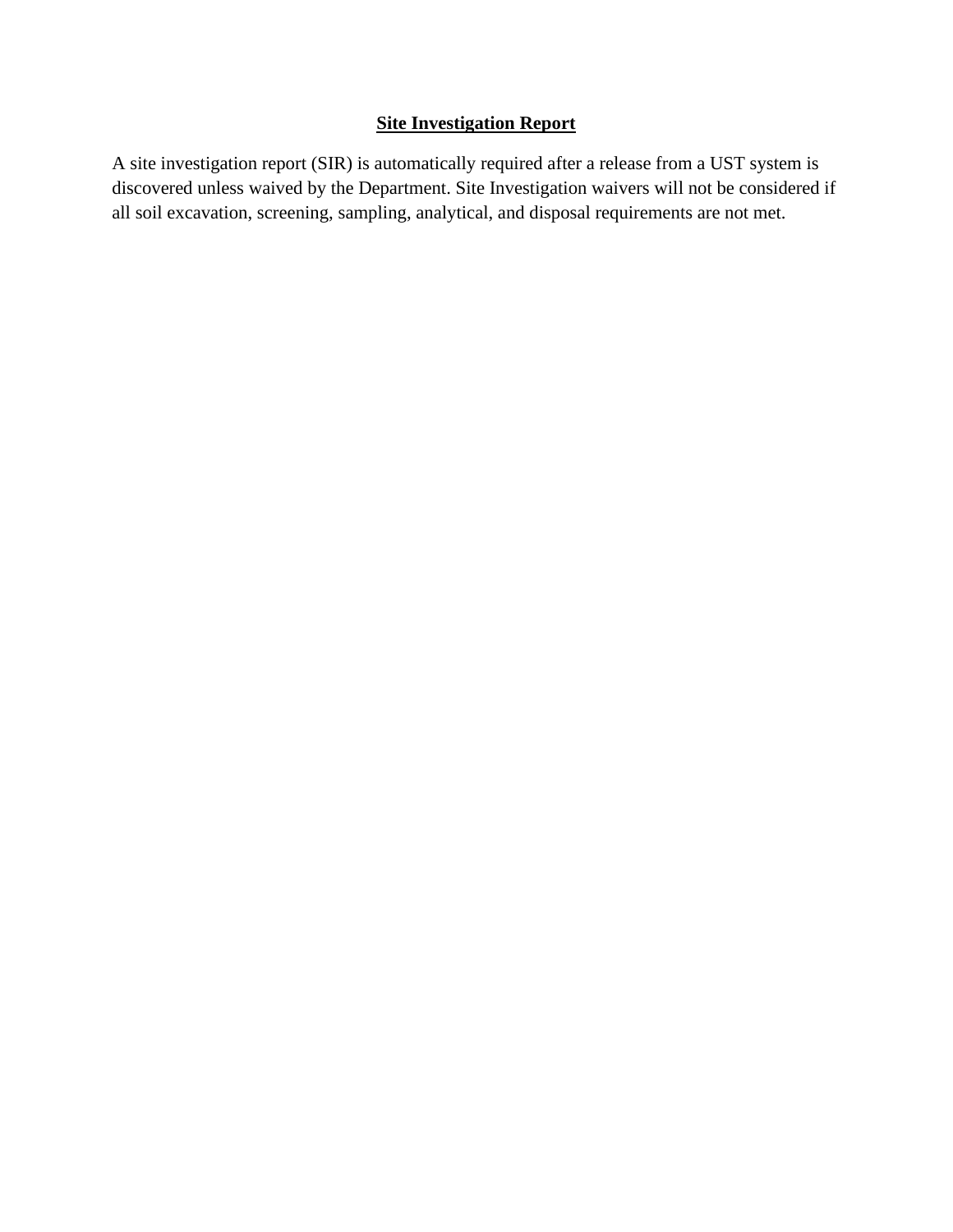## **Site Investigation Report**

A site investigation report (SIR) is automatically required after a release from a UST system is discovered unless waived by the Department. Site Investigation waivers will not be considered if all soil excavation, screening, sampling, analytical, and disposal requirements are not met.